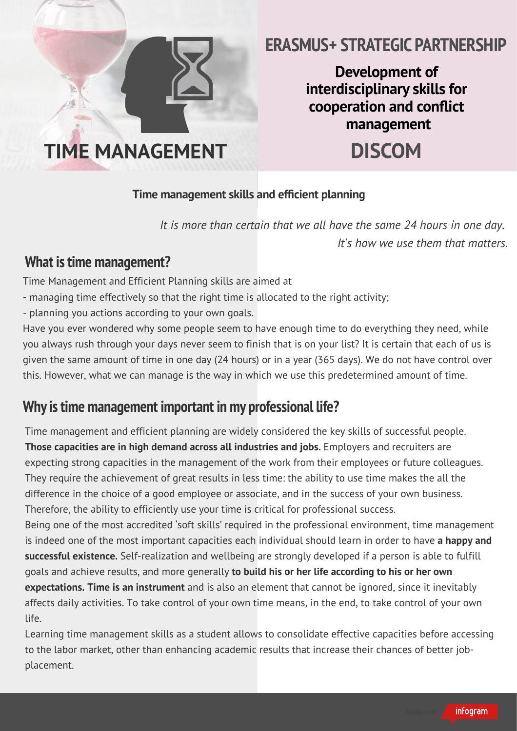# TIME MANAGEMENT

## ERASMUS+ STRATEGIC PARTNERSHIP

**Development of interdisciplinary skills for cooperation and conflict management**

# DISCOM

**Time management skills and efficient planning**

*It is more than certain that we all have the same 24 hours in one day. It's how we use them that matters.*

## What is time management?

Time Management and Efficient Planning skills are aimed at

- managing time effectively so that the right time is allocated to the right activity;
- planning you actions according to your own goals.

Have you ever wondered why some people seem to have enough time to do everything they need, while you always rush through your days never seem to finish that is on your list? It is certain that each of us is given the same amount of time in one day (24 hours) or in a year (365 days). We do not have control over this. However, what we can manage is the way in which we use this predetermined amount of time.

## Why is time management important in my professional life?

Time management and efficient planning are widely considered the key skills of successful people. **Those capacities are in high demand across all industries and jobs.** Employers and recruiters are expecting strong capacities in the management of the work from their employees or future colleagues. They require the achievement of great results in less time: the ability to use time makes the all the difference in the choice of a good employee or associate, and in the success of your own business. Therefore, the ability to efficiently use your time is critical for professional success.

Being one of the most accredited 'soft skills' required in the professional environment, time management is indeed one of the most important capacities each individual should learn in order to have **a happy and successful existence.** Self-realization and wellbeing are strongly developed if a person is able to fulfill goals and achieve results, and more generally **to build his or her life according to his or her own expectations. Time is an instrument** and is also an element that cannot be ignored, since it inevitably affects daily activities. To take control of your own time means, in the end, to take control of your own life.

Learning time management skills as a student allows to consolidate effective capacities before accessing to the labor market, other than enhancing academic results that increase their chances of better job-placement.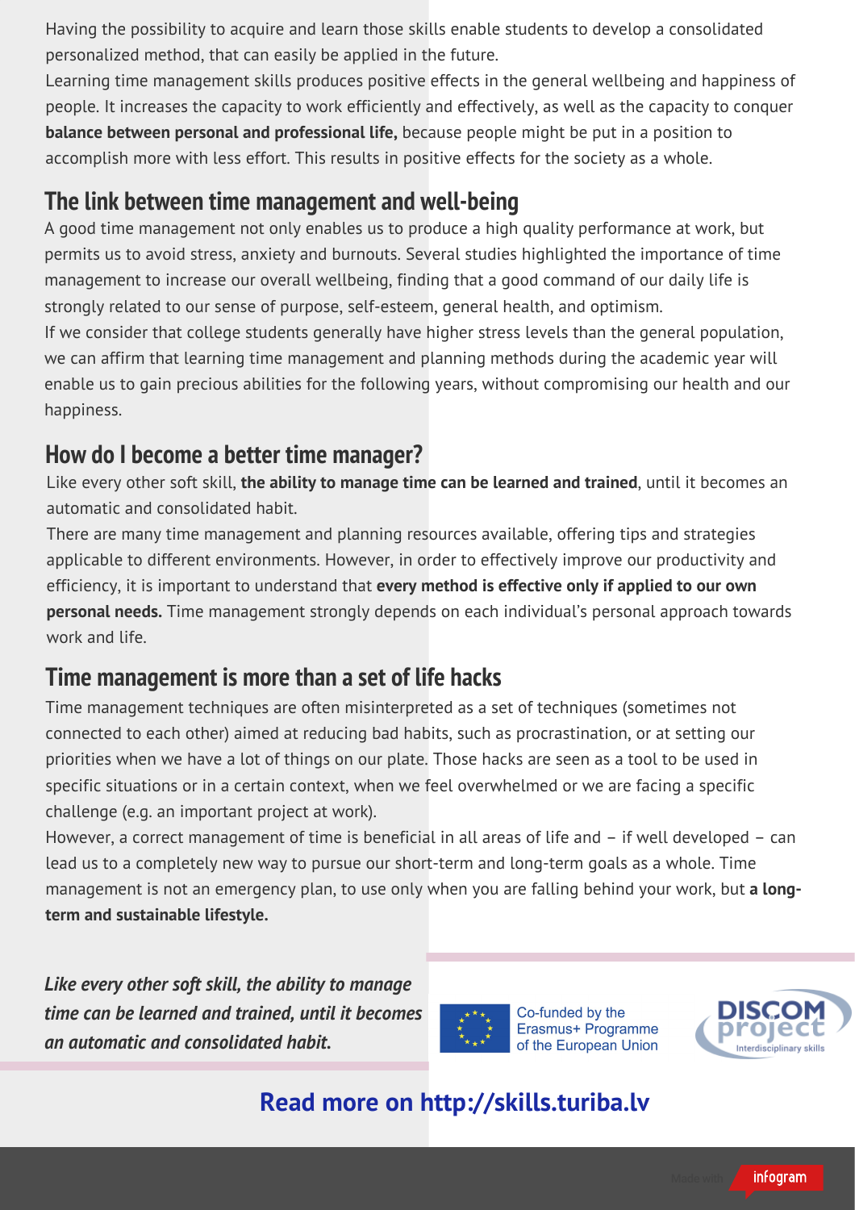Having the possibility to acquire and learn those skills enable students to develop a consolidated personalized method, that can easily be applied in the future.

Learning time management skills produces positive effects in the general wellbeing and happiness of people. It increases the capacity to work efficiently and effectively, as well as the capacity to conquer **balance between personal and professional life,** because people might be put in a position to accomplish more with less effort. This results in positive effects for the society as a whole.

## The link between time management and well-being

A good time management not only enables us to produce a high quality performance at work, but permits us to avoid stress, anxiety and burnouts. Several studies highlighted the importance of time management to increase our overall wellbeing, finding that a good command of our daily life is strongly related to our sense of purpose, self-esteem, general health, and optimism.

If we consider that college students generally have higher stress levels than the general population, we can affirm that learning time management and planning methods during the academic year will enable us to gain precious abilities for the following years, without compromising our health and our happiness.

## How do I become a better time manager?

Like every other soft skill, **the ability to manage time can be learned and trained**, until it becomes an automatic and consolidated habit.

There are many time management and planning resources available, offering tips and strategies applicable to different environments. However, in order to effectively improve our productivity and efficiency, it is important to understand that **every method is effective only if applied to our own personal needs.** Time management strongly depends on each individual's personal approach towards work and life.

## Time management is more than a set of life hacks

Time management techniques are often misinterpreted as a set of techniques (sometimes not connected to each other) aimed at reducing bad habits, such as procrastination, or at setting our priorities when we have a lot of things on our plate. Those hacks are seen as a tool to be used in specific situations or in a certain context, when we feel overwhelmed or we are facing a specific challenge (e.g. an important project at work).

However, a correct management of time is beneficial in all areas of life and – if well developed – can lead us to a completely new way to pursue our short-term and long-term goals as a whole. Time management is not an emergency plan, to use only when you are falling behind your work, but **a long-term and sustainable lifestyle.**

***Like every other soft skill, the ability to manage time can be learned and trained, until it becomes an automatic and consolidated habit.***

Co-funded by the Erasmus+ Programme of the European Union

DISCOM project Interdisciplinary skills

**Read more on http://skills.turiba.lv**